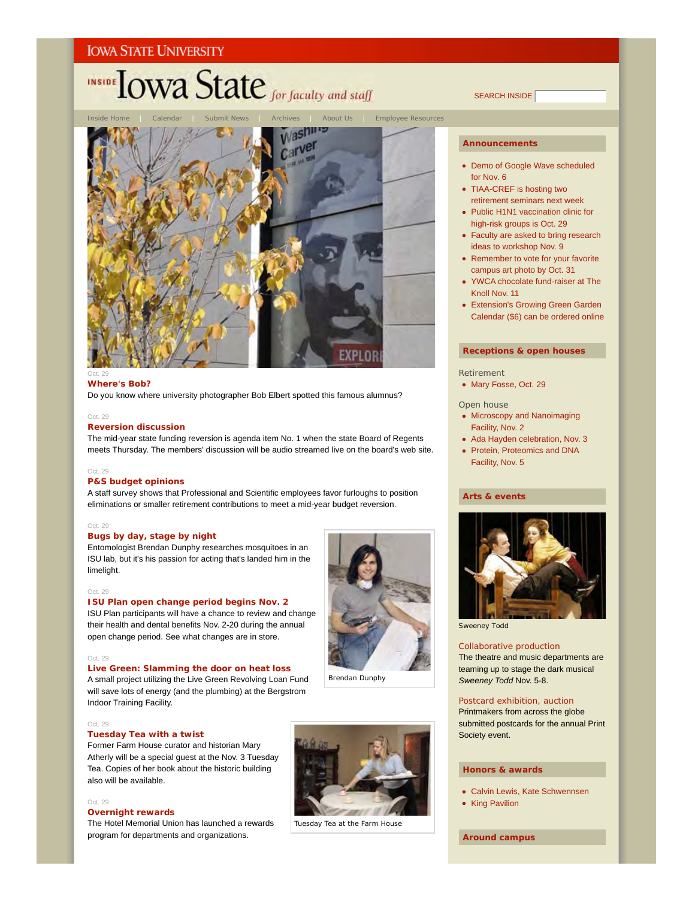IOWA STATE UNIVERSITY

# INSIDE Iowa State *for faculty and staff*

SEARCH INSIDE

Inside Home | Calendar | Submit News | Archives | About Us | Employee Resources

Oct. 29

### Where's Bob?

Do you know where university photographer Bob Elbert spotted this famous alumnus?

Oct. 29

### Reversion discussion

The mid-year state funding reversion is agenda item No. 1 when the state Board of Regents meets Thursday. The members' discussion will be audio streamed live on the board's web site.

Oct. 29

### P&S budget opinions

A staff survey shows that Professional and Scientific employees favor furloughs to position eliminations or smaller retirement contributions to meet a mid-year budget reversion.

Oct. 29

### Bugs by day, stage by night

Entomologist Brendan Dunphy researches mosquitoes in an ISU lab, but it's his passion for acting that's landed him in the limelight.

Brendan Dunphy

Oct. 29

### ISU Plan open change period begins Nov. 2

ISU Plan participants will have a chance to review and change their health and dental benefits Nov. 2-20 during the annual open change period. See what changes are in store.

Oct. 29

### Live Green: Slamming the door on heat loss

A small project utilizing the Live Green Revolving Loan Fund will save lots of energy (and the plumbing) at the Bergstrom Indoor Training Facility.

Oct. 29

### Tuesday Tea with a twist

Former Farm House curator and historian Mary Atherly will be a special guest at the Nov. 3 Tuesday Tea. Copies of her book about the historic building also will be available.

Tuesday Tea at the Farm House

Oct. 29

### Overnight rewards

The Hotel Memorial Union has launched a rewards program for departments and organizations.

## Announcements

- Demo of Google Wave scheduled for Nov. 6
- TIAA-CREF is hosting two retirement seminars next week
- Public H1N1 vaccination clinic for high-risk groups is Oct. 29
- Faculty are asked to bring research ideas to workshop Nov. 9
- Remember to vote for your favorite campus art photo by Oct. 31
- YWCA chocolate fund-raiser at The Knoll Nov. 11
- Extension's Growing Green Garden Calendar ($6) can be ordered online

## Receptions & open houses

Retirement

- Mary Fosse, Oct. 29

Open house

- Microscopy and Nanoimaging Facility, Nov. 2
- Ada Hayden celebration, Nov. 3
- Protein, Proteomics and DNA Facility, Nov. 5

## Arts & events

Sweeney Todd

### Collaborative production

The theatre and music departments are teaming up to stage the dark musical *Sweeney Todd* Nov. 5-8.

### Postcard exhibition, auction

Printmakers from across the globe submitted postcards for the annual Print Society event.

## Honors & awards

- Calvin Lewis, Kate Schwennsen
- King Pavilion

## Around campus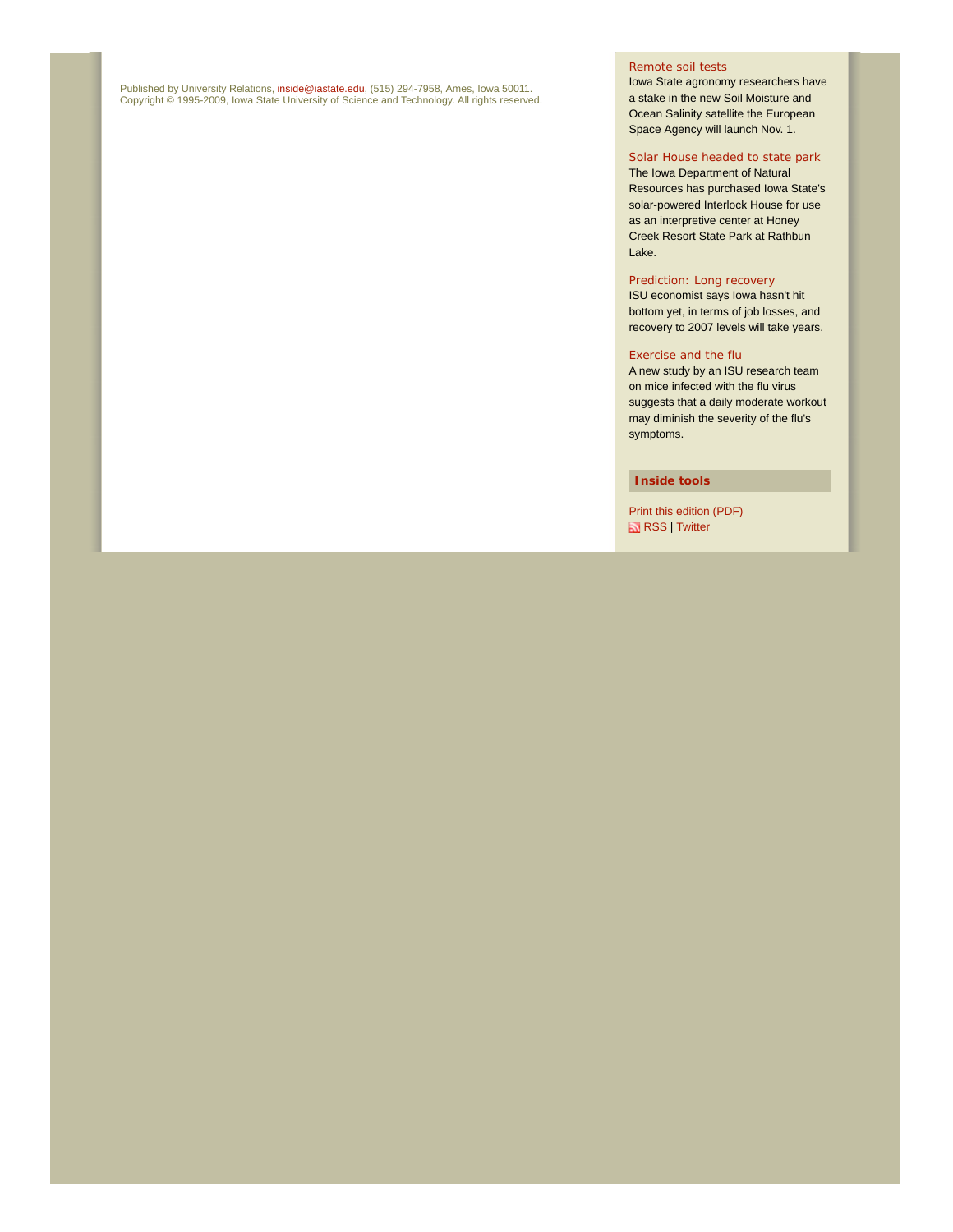Published by University Relations, inside@iastate.edu, (515) 294-7958, Ames, Iowa 50011.
Copyright © 1995-2009, Iowa State University of Science and Technology. All rights reserved.

### Remote soil tests

Iowa State agronomy researchers have a stake in the new Soil Moisture and Ocean Salinity satellite the European Space Agency will launch Nov. 1.

### Solar House headed to state park

The Iowa Department of Natural Resources has purchased Iowa State's solar-powered Interlock House for use as an interpretive center at Honey Creek Resort State Park at Rathbun Lake.

### Prediction: Long recovery

ISU economist says Iowa hasn't hit bottom yet, in terms of job losses, and recovery to 2007 levels will take years.

### Exercise and the flu

A new study by an ISU research team on mice infected with the flu virus suggests that a daily moderate workout may diminish the severity of the flu's symptoms.

### Inside tools

Print this edition (PDF)
RSS | Twitter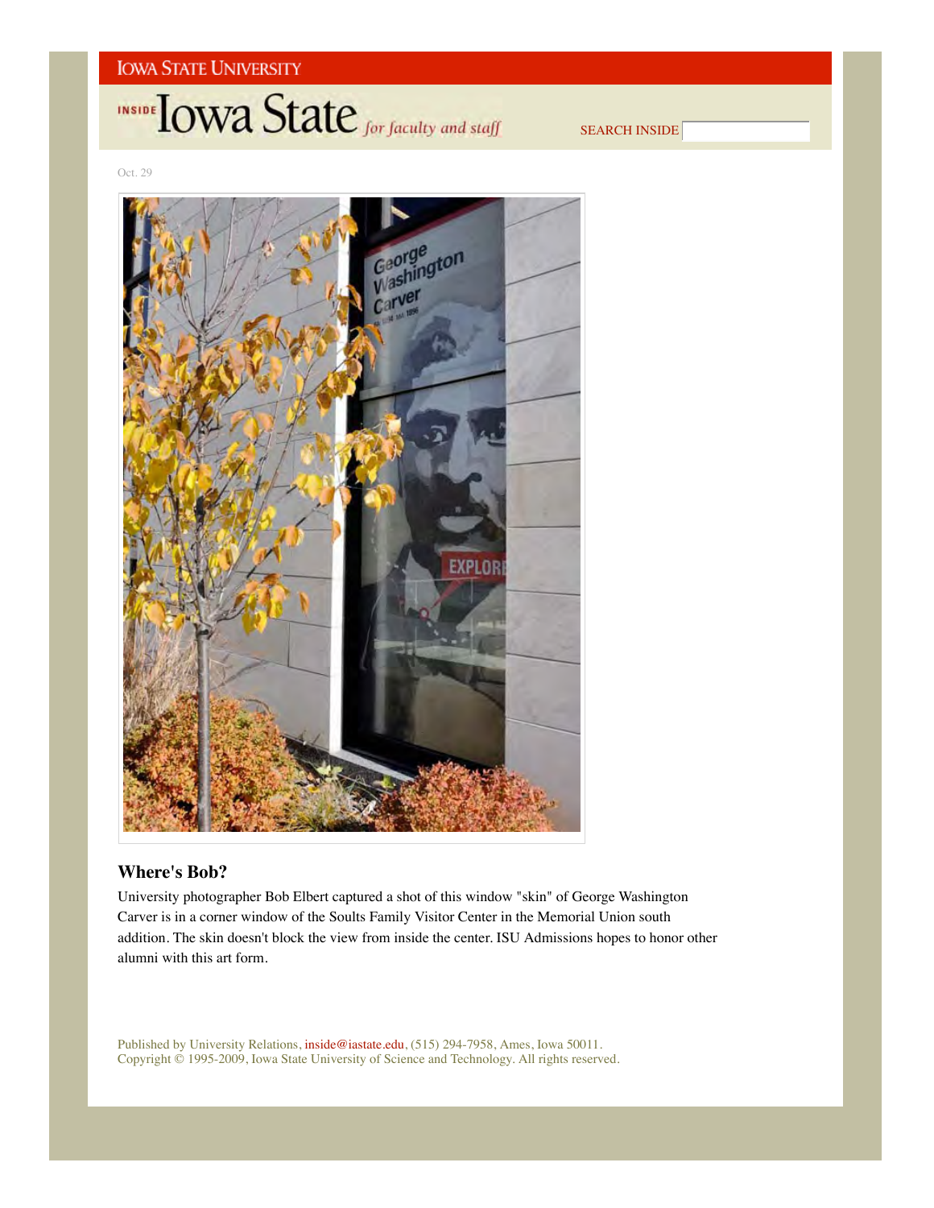Oct. 29

## Where's Bob?

University photographer Bob Elbert captured a shot of this window "skin" of George Washington Carver is in a corner window of the Soults Family Visitor Center in the Memorial Union south addition. The skin doesn't block the view from inside the center. ISU Admissions hopes to honor other alumni with this art form.

Published by University Relations, inside@iastate.edu, (515) 294-7958, Ames, Iowa 50011.
Copyright © 1995-2009, Iowa State University of Science and Technology. All rights reserved.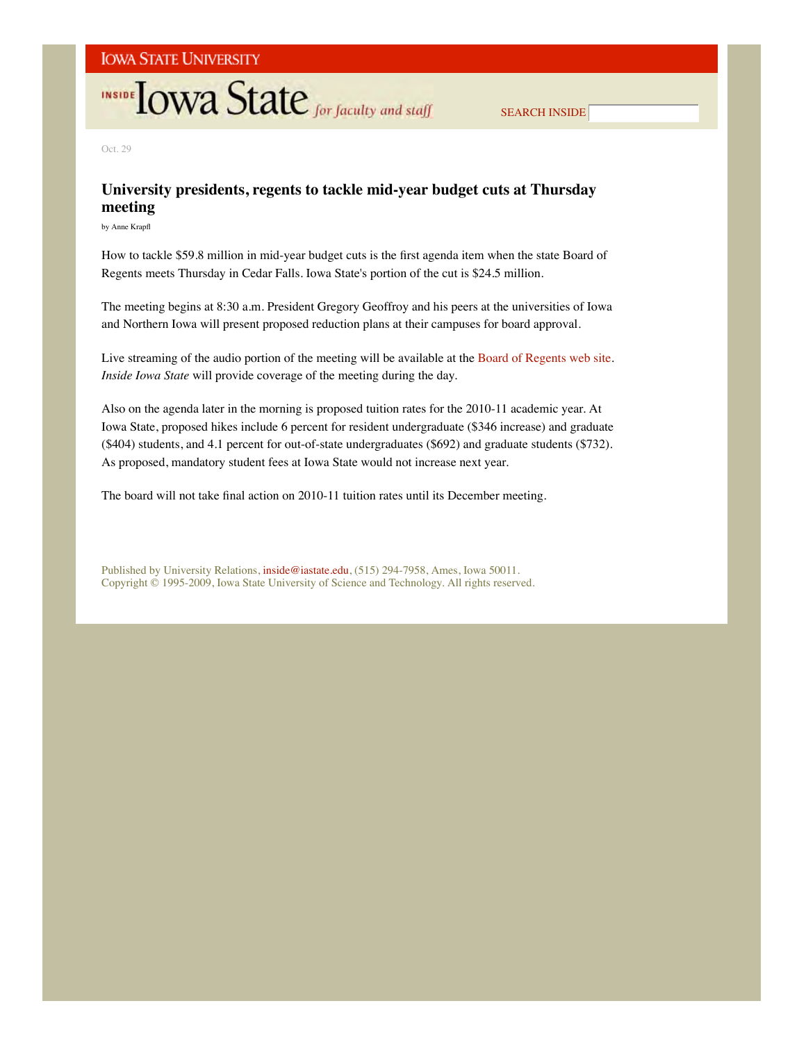Oct. 29

# University presidents, regents to tackle mid-year budget cuts at Thursday meeting

by Anne Krapfl

How to tackle $59.8 million in mid-year budget cuts is the first agenda item when the state Board of Regents meets Thursday in Cedar Falls. Iowa State's portion of the cut is $24.5 million.

The meeting begins at 8:30 a.m. President Gregory Geoffroy and his peers at the universities of Iowa and Northern Iowa will present proposed reduction plans at their campuses for board approval.

Live streaming of the audio portion of the meeting will be available at the Board of Regents web site. *Inside Iowa State* will provide coverage of the meeting during the day.

Also on the agenda later in the morning is proposed tuition rates for the 2010-11 academic year. At Iowa State, proposed hikes include 6 percent for resident undergraduate ($346 increase) and graduate ($404) students, and 4.1 percent for out-of-state undergraduates ($692) and graduate students ($732). As proposed, mandatory student fees at Iowa State would not increase next year.

The board will not take final action on 2010-11 tuition rates until its December meeting.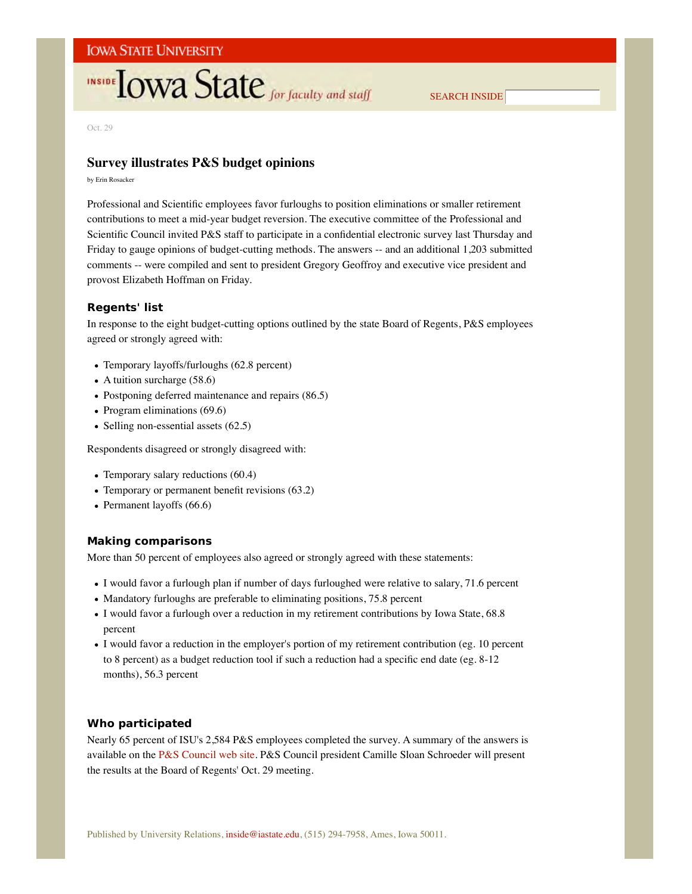Oct. 29

## Survey illustrates P&S budget opinions

by Erin Rosacker

Professional and Scientific employees favor furloughs to position eliminations or smaller retirement contributions to meet a mid-year budget reversion. The executive committee of the Professional and Scientific Council invited P&S staff to participate in a confidential electronic survey last Thursday and Friday to gauge opinions of budget-cutting methods. The answers -- and an additional 1,203 submitted comments -- were compiled and sent to president Gregory Geoffroy and executive vice president and provost Elizabeth Hoffman on Friday.

### Regents' list

In response to the eight budget-cutting options outlined by the state Board of Regents, P&S employees agreed or strongly agreed with:

- Temporary layoffs/furloughs (62.8 percent)
- A tuition surcharge (58.6)
- Postponing deferred maintenance and repairs (86.5)
- Program eliminations (69.6)
- Selling non-essential assets (62.5)

Respondents disagreed or strongly disagreed with:

- Temporary salary reductions (60.4)
- Temporary or permanent benefit revisions (63.2)
- Permanent layoffs (66.6)

### Making comparisons

More than 50 percent of employees also agreed or strongly agreed with these statements:

- I would favor a furlough plan if number of days furloughed were relative to salary, 71.6 percent
- Mandatory furloughs are preferable to eliminating positions, 75.8 percent
- I would favor a furlough over a reduction in my retirement contributions by Iowa State, 68.8 percent
- I would favor a reduction in the employer's portion of my retirement contribution (eg. 10 percent to 8 percent) as a budget reduction tool if such a reduction had a specific end date (eg. 8-12 months), 56.3 percent

### Who participated

Nearly 65 percent of ISU's 2,584 P&S employees completed the survey. A summary of the answers is available on the P&S Council web site. P&S Council president Camille Sloan Schroeder will present the results at the Board of Regents' Oct. 29 meeting.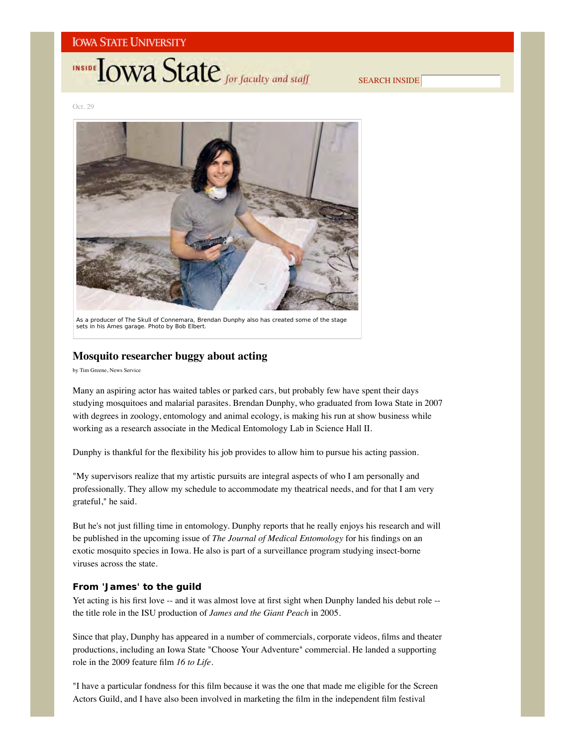Oct. 29

As a producer of The Skull of Connemara, Brendan Dunphy also has created some of the stage sets in his Ames garage. Photo by Bob Elbert.

## Mosquito researcher buggy about acting

by Tim Greene, News Service

Many an aspiring actor has waited tables or parked cars, but probably few have spent their days studying mosquitoes and malarial parasites. Brendan Dunphy, who graduated from Iowa State in 2007 with degrees in zoology, entomology and animal ecology, is making his run at show business while working as a research associate in the Medical Entomology Lab in Science Hall II.

Dunphy is thankful for the flexibility his job provides to allow him to pursue his acting passion.

"My supervisors realize that my artistic pursuits are integral aspects of who I am personally and professionally. They allow my schedule to accommodate my theatrical needs, and for that I am very grateful," he said.

But he's not just filling time in entomology. Dunphy reports that he really enjoys his research and will be published in the upcoming issue of *The Journal of Medical Entomology* for his findings on an exotic mosquito species in Iowa. He also is part of a surveillance program studying insect-borne viruses across the state.

### From 'James' to the guild

Yet acting is his first love -- and it was almost love at first sight when Dunphy landed his debut role -- the title role in the ISU production of *James and the Giant Peach* in 2005.

Since that play, Dunphy has appeared in a number of commercials, corporate videos, films and theater productions, including an Iowa State "Choose Your Adventure" commercial. He landed a supporting role in the 2009 feature film *16 to Life*.

"I have a particular fondness for this film because it was the one that made me eligible for the Screen Actors Guild, and I have also been involved in marketing the film in the independent film festival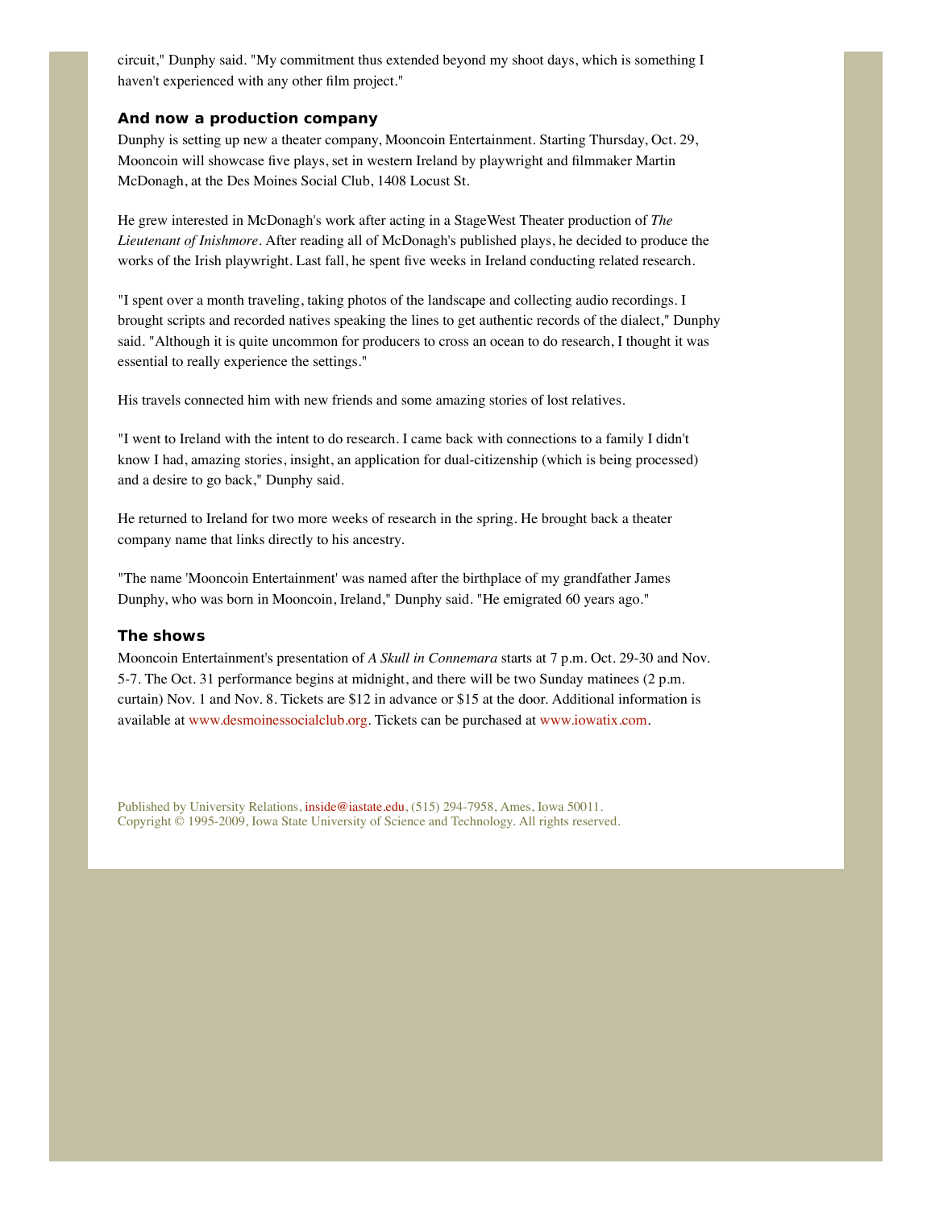circuit," Dunphy said. "My commitment thus extended beyond my shoot days, which is something I haven't experienced with any other film project."

### And now a production company

Dunphy is setting up new a theater company, Mooncoin Entertainment. Starting Thursday, Oct. 29, Mooncoin will showcase five plays, set in western Ireland by playwright and filmmaker Martin McDonagh, at the Des Moines Social Club, 1408 Locust St.

He grew interested in McDonagh's work after acting in a StageWest Theater production of *The Lieutenant of Inishmore*. After reading all of McDonagh's published plays, he decided to produce the works of the Irish playwright. Last fall, he spent five weeks in Ireland conducting related research.

"I spent over a month traveling, taking photos of the landscape and collecting audio recordings. I brought scripts and recorded natives speaking the lines to get authentic records of the dialect," Dunphy said. "Although it is quite uncommon for producers to cross an ocean to do research, I thought it was essential to really experience the settings."

His travels connected him with new friends and some amazing stories of lost relatives.

"I went to Ireland with the intent to do research. I came back with connections to a family I didn't know I had, amazing stories, insight, an application for dual-citizenship (which is being processed) and a desire to go back," Dunphy said.

He returned to Ireland for two more weeks of research in the spring. He brought back a theater company name that links directly to his ancestry.

"The name 'Mooncoin Entertainment' was named after the birthplace of my grandfather James Dunphy, who was born in Mooncoin, Ireland," Dunphy said. "He emigrated 60 years ago."

### The shows

Mooncoin Entertainment's presentation of *A Skull in Connemara* starts at 7 p.m. Oct. 29-30 and Nov. 5-7. The Oct. 31 performance begins at midnight, and there will be two Sunday matinees (2 p.m. curtain) Nov. 1 and Nov. 8. Tickets are $12 in advance or $15 at the door. Additional information is available at www.desmoinessocialclub.org. Tickets can be purchased at www.iowatix.com.

Published by University Relations, inside@iastate.edu, (515) 294-7958, Ames, Iowa 50011.
Copyright © 1995-2009, Iowa State University of Science and Technology. All rights reserved.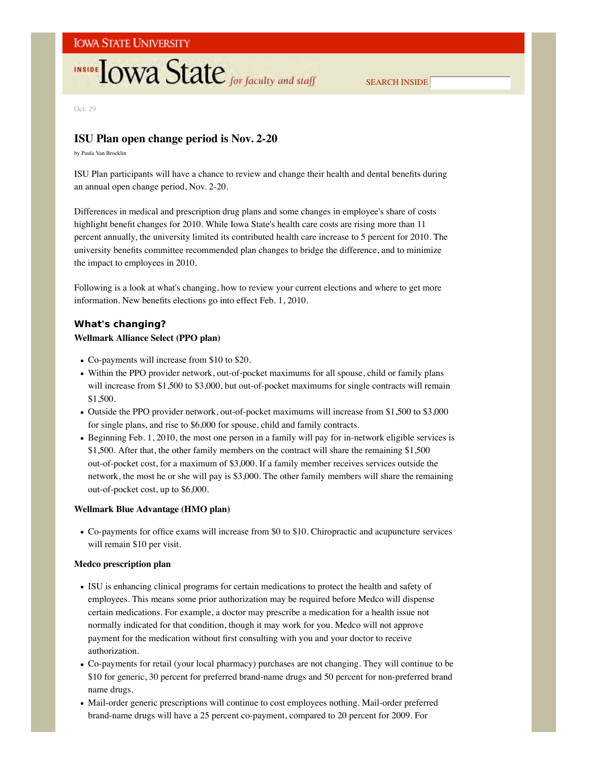Oct. 29

# ISU Plan open change period is Nov. 2-20

by Paula Van Brocklin

ISU Plan participants will have a chance to review and change their health and dental benefits during an annual open change period, Nov. 2-20.

Differences in medical and prescription drug plans and some changes in employee's share of costs highlight benefit changes for 2010. While Iowa State's health care costs are rising more than 11 percent annually, the university limited its contributed health care increase to 5 percent for 2010. The university benefits committee recommended plan changes to bridge the difference, and to minimize the impact to employees in 2010.

Following is a look at what's changing, how to review your current elections and where to get more information. New benefits elections go into effect Feb. 1, 2010.

## What's changing?

### Wellmark Alliance Select (PPO plan)

- Co-payments will increase from $10 to $20.
- Within the PPO provider network, out-of-pocket maximums for all spouse, child or family plans will increase from $1,500 to $3,000, but out-of-pocket maximums for single contracts will remain $1,500.
- Outside the PPO provider network, out-of-pocket maximums will increase from $1,500 to $3,000 for single plans, and rise to $6,000 for spouse, child and family contracts.
- Beginning Feb. 1, 2010, the most one person in a family will pay for in-network eligible services is $1,500. After that, the other family members on the contract will share the remaining $1,500 out-of-pocket cost, for a maximum of $3,000. If a family member receives services outside the network, the most he or she will pay is $3,000. The other family members will share the remaining out-of-pocket cost, up to $6,000.

### Wellmark Blue Advantage (HMO plan)

- Co-payments for office exams will increase from $0 to $10. Chiropractic and acupuncture services will remain $10 per visit.

### Medco prescription plan

- ISU is enhancing clinical programs for certain medications to protect the health and safety of employees. This means some prior authorization may be required before Medco will dispense certain medications. For example, a doctor may prescribe a medication for a health issue not normally indicated for that condition, though it may work for you. Medco will not approve payment for the medication without first consulting with you and your doctor to receive authorization.
- Co-payments for retail (your local pharmacy) purchases are not changing. They will continue to be $10 for generic, 30 percent for preferred brand-name drugs and 50 percent for non-preferred brand name drugs.
- Mail-order generic prescriptions will continue to cost employees nothing. Mail-order preferred brand-name drugs will have a 25 percent co-payment, compared to 20 percent for 2009. For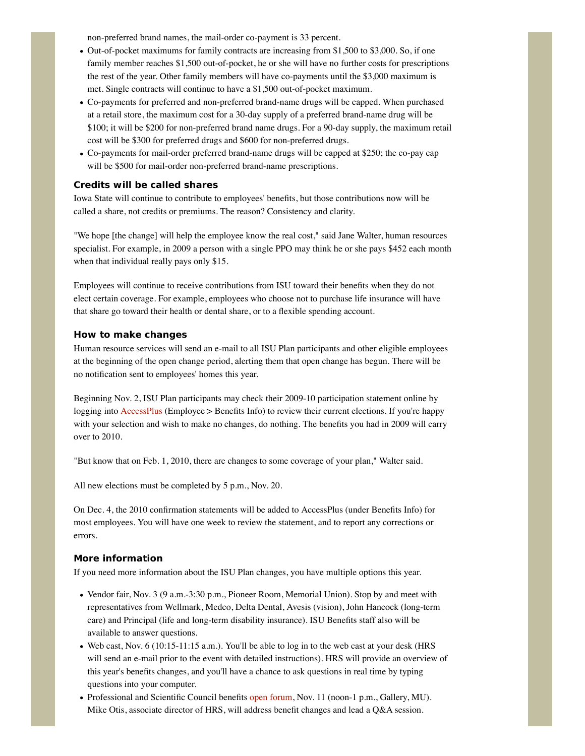non-preferred brand names, the mail-order co-payment is 33 percent.

- Out-of-pocket maximums for family contracts are increasing from $1,500 to $3,000. So, if one family member reaches $1,500 out-of-pocket, he or she will have no further costs for prescriptions the rest of the year. Other family members will have co-payments until the $3,000 maximum is met. Single contracts will continue to have a $1,500 out-of-pocket maximum.
- Co-payments for preferred and non-preferred brand-name drugs will be capped. When purchased at a retail store, the maximum cost for a 30-day supply of a preferred brand-name drug will be $100; it will be $200 for non-preferred brand name drugs. For a 90-day supply, the maximum retail cost will be $300 for preferred drugs and $600 for non-preferred drugs.
- Co-payments for mail-order preferred brand-name drugs will be capped at $250; the co-pay cap will be $500 for mail-order non-preferred brand-name prescriptions.

### Credits will be called shares

Iowa State will continue to contribute to employees' benefits, but those contributions now will be called a share, not credits or premiums. The reason? Consistency and clarity.

"We hope [the change] will help the employee know the real cost," said Jane Walter, human resources specialist. For example, in 2009 a person with a single PPO may think he or she pays $452 each month when that individual really pays only $15.

Employees will continue to receive contributions from ISU toward their benefits when they do not elect certain coverage. For example, employees who choose not to purchase life insurance will have that share go toward their health or dental share, or to a flexible spending account.

### How to make changes

Human resource services will send an e-mail to all ISU Plan participants and other eligible employees at the beginning of the open change period, alerting them that open change has begun. There will be no notification sent to employees' homes this year.

Beginning Nov. 2, ISU Plan participants may check their 2009-10 participation statement online by logging into AccessPlus (Employee > Benefits Info) to review their current elections. If you're happy with your selection and wish to make no changes, do nothing. The benefits you had in 2009 will carry over to 2010.

"But know that on Feb. 1, 2010, there are changes to some coverage of your plan," Walter said.

All new elections must be completed by 5 p.m., Nov. 20.

On Dec. 4, the 2010 confirmation statements will be added to AccessPlus (under Benefits Info) for most employees. You will have one week to review the statement, and to report any corrections or errors.

### More information

If you need more information about the ISU Plan changes, you have multiple options this year.

- Vendor fair, Nov. 3 (9 a.m.-3:30 p.m., Pioneer Room, Memorial Union). Stop by and meet with representatives from Wellmark, Medco, Delta Dental, Avesis (vision), John Hancock (long-term care) and Principal (life and long-term disability insurance). ISU Benefits staff also will be available to answer questions.
- Web cast, Nov. 6 (10:15-11:15 a.m.). You'll be able to log in to the web cast at your desk (HRS will send an e-mail prior to the event with detailed instructions). HRS will provide an overview of this year's benefits changes, and you'll have a chance to ask questions in real time by typing questions into your computer.
- Professional and Scientific Council benefits open forum, Nov. 11 (noon-1 p.m., Gallery, MU). Mike Otis, associate director of HRS, will address benefit changes and lead a Q&A session.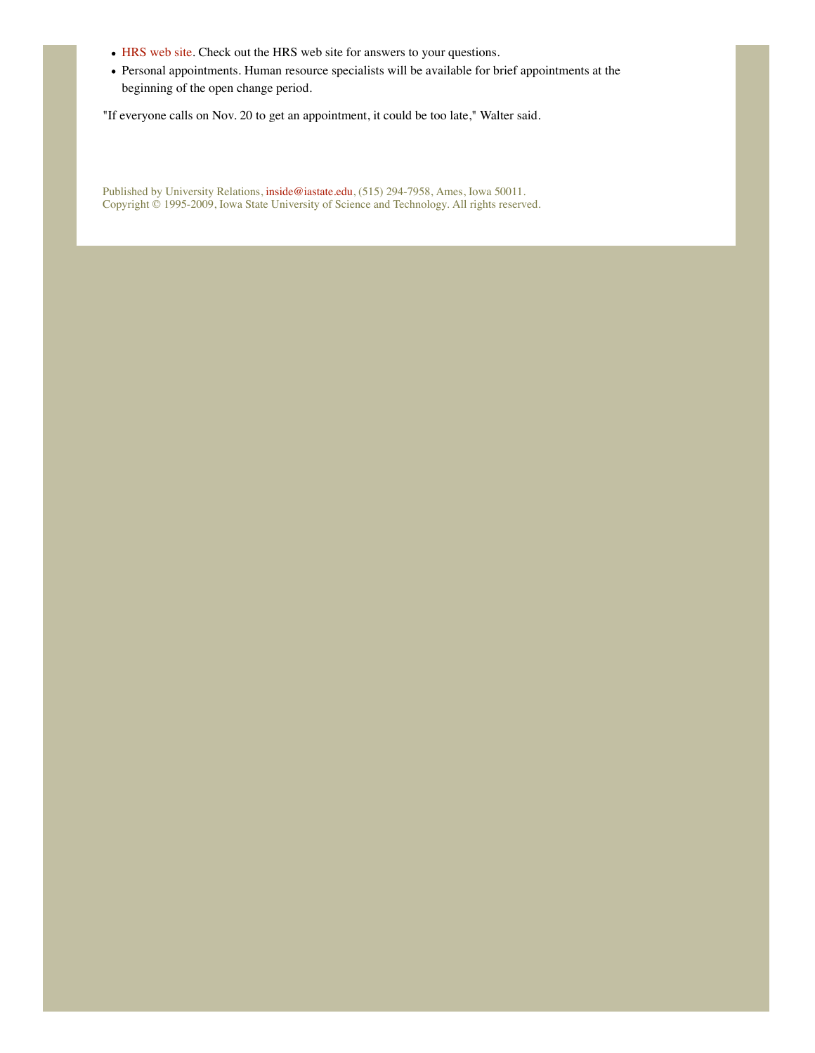- HRS web site. Check out the HRS web site for answers to your questions.
- Personal appointments. Human resource specialists will be available for brief appointments at the beginning of the open change period.

"If everyone calls on Nov. 20 to get an appointment, it could be too late," Walter said.

Published by University Relations, inside@iastate.edu, (515) 294-7958, Ames, Iowa 50011.
Copyright © 1995-2009, Iowa State University of Science and Technology. All rights reserved.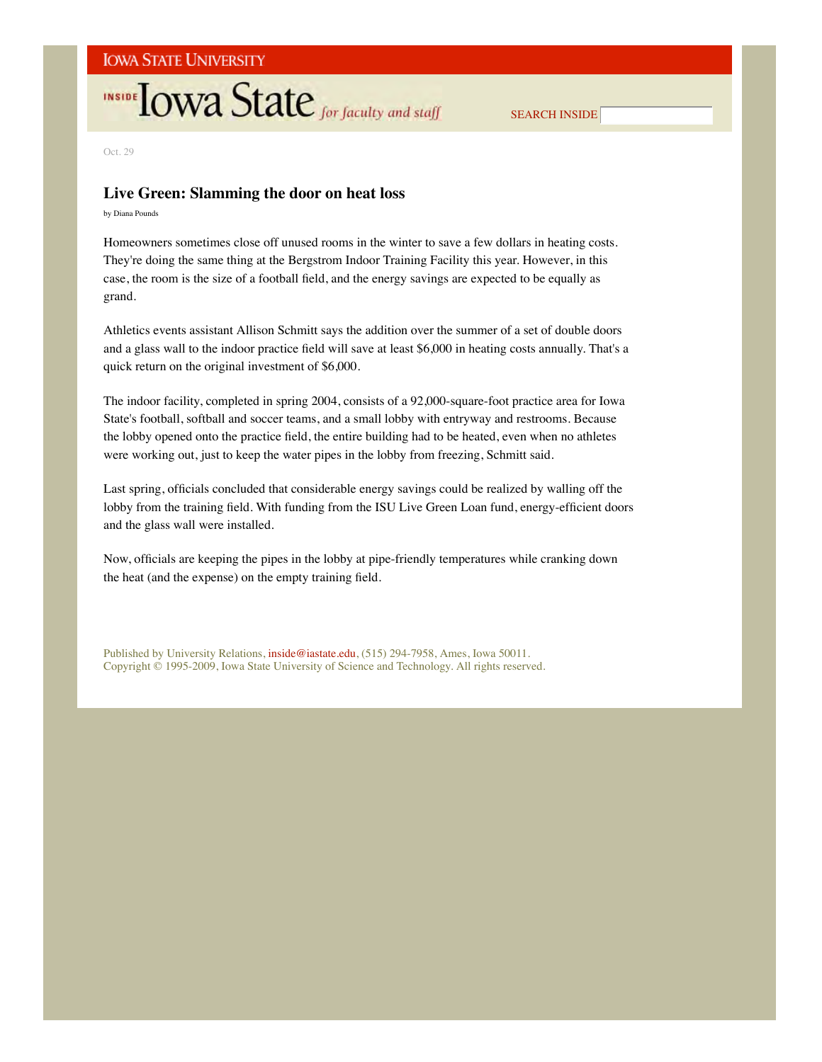Oct. 29

## Live Green: Slamming the door on heat loss

by Diana Pounds

Homeowners sometimes close off unused rooms in the winter to save a few dollars in heating costs. They're doing the same thing at the Bergstrom Indoor Training Facility this year. However, in this case, the room is the size of a football field, and the energy savings are expected to be equally as grand.

Athletics events assistant Allison Schmitt says the addition over the summer of a set of double doors and a glass wall to the indoor practice field will save at least $6,000 in heating costs annually. That's a quick return on the original investment of $6,000.

The indoor facility, completed in spring 2004, consists of a 92,000-square-foot practice area for Iowa State's football, softball and soccer teams, and a small lobby with entryway and restrooms. Because the lobby opened onto the practice field, the entire building had to be heated, even when no athletes were working out, just to keep the water pipes in the lobby from freezing, Schmitt said.

Last spring, officials concluded that considerable energy savings could be realized by walling off the lobby from the training field. With funding from the ISU Live Green Loan fund, energy-efficient doors and the glass wall were installed.

Now, officials are keeping the pipes in the lobby at pipe-friendly temperatures while cranking down the heat (and the expense) on the empty training field.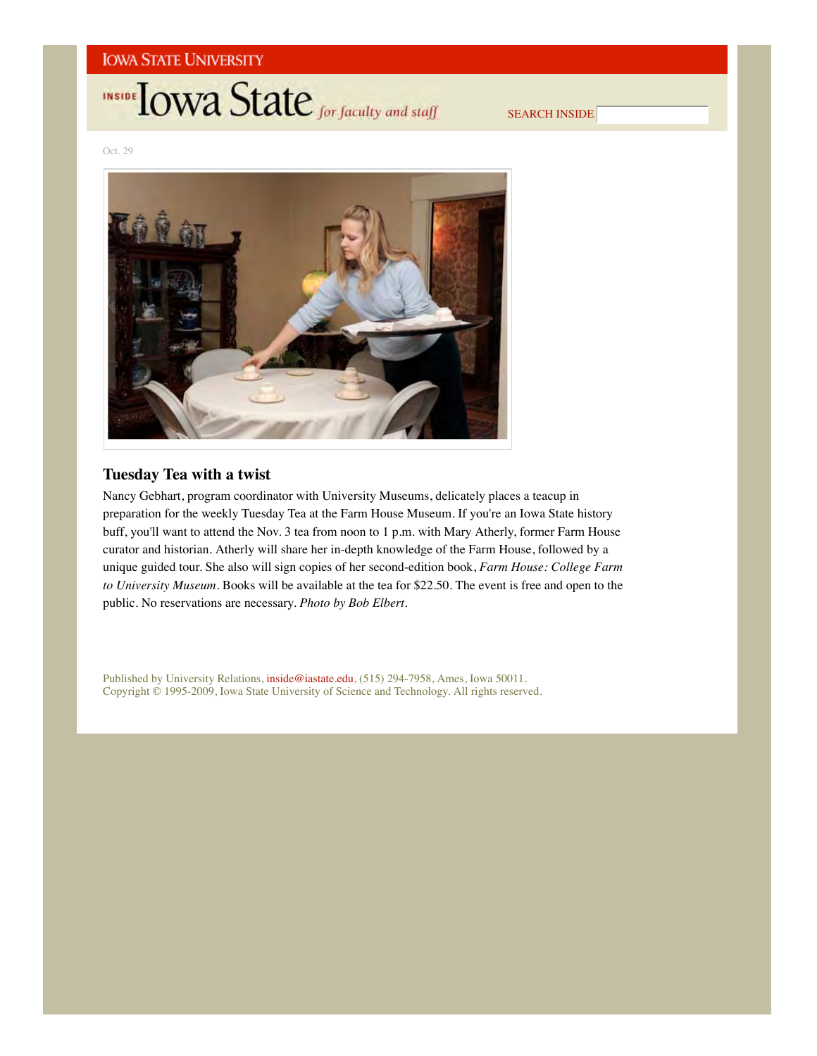Oct. 29

## Tuesday Tea with a twist

Nancy Gebhart, program coordinator with University Museums, delicately places a teacup in preparation for the weekly Tuesday Tea at the Farm House Museum. If you're an Iowa State history buff, you'll want to attend the Nov. 3 tea from noon to 1 p.m. with Mary Atherly, former Farm House curator and historian. Atherly will share her in-depth knowledge of the Farm House, followed by a unique guided tour. She also will sign copies of her second-edition book, *Farm House: College Farm to University Museum*. Books will be available at the tea for $22.50. The event is free and open to the public. No reservations are necessary. *Photo by Bob Elbert*.

Published by University Relations, inside@iastate.edu, (515) 294-7958, Ames, Iowa 50011.
Copyright © 1995-2009, Iowa State University of Science and Technology. All rights reserved.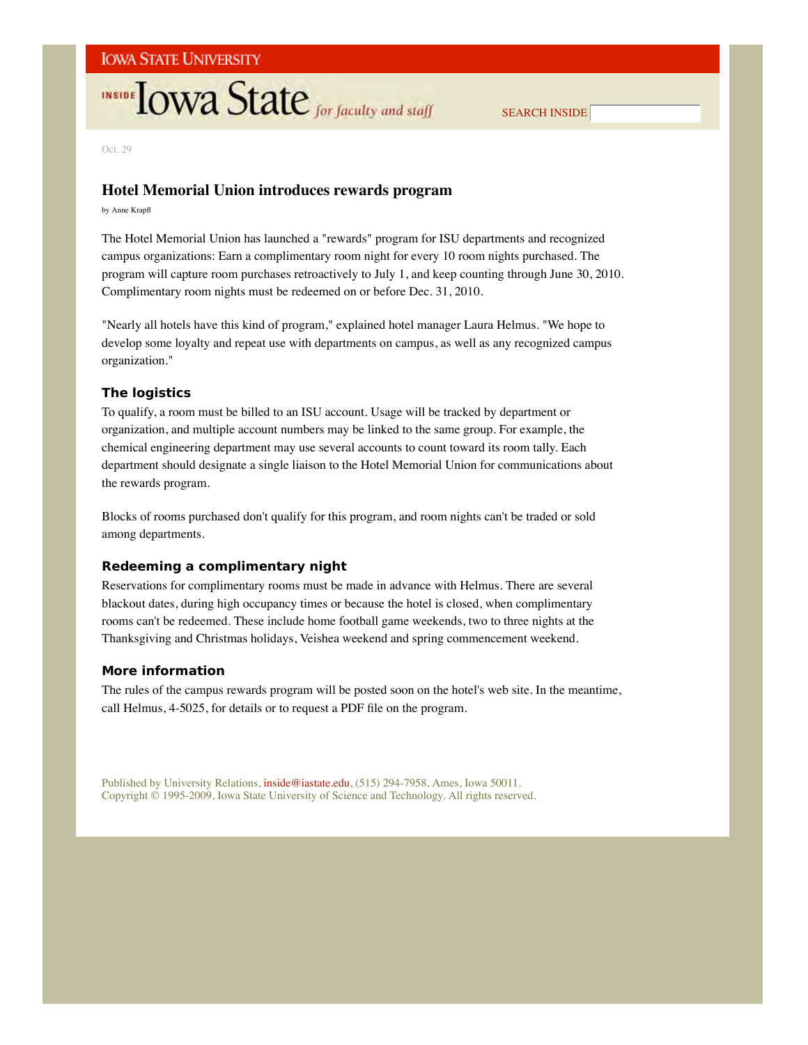Oct. 29

# Hotel Memorial Union introduces rewards program

by Anne Krapfl

The Hotel Memorial Union has launched a "rewards" program for ISU departments and recognized campus organizations: Earn a complimentary room night for every 10 room nights purchased. The program will capture room purchases retroactively to July 1, and keep counting through June 30, 2010. Complimentary room nights must be redeemed on or before Dec. 31, 2010.

"Nearly all hotels have this kind of program," explained hotel manager Laura Helmus. "We hope to develop some loyalty and repeat use with departments on campus, as well as any recognized campus organization."

### The logistics

To qualify, a room must be billed to an ISU account. Usage will be tracked by department or organization, and multiple account numbers may be linked to the same group. For example, the chemical engineering department may use several accounts to count toward its room tally. Each department should designate a single liaison to the Hotel Memorial Union for communications about the rewards program.

Blocks of rooms purchased don't qualify for this program, and room nights can't be traded or sold among departments.

### Redeeming a complimentary night

Reservations for complimentary rooms must be made in advance with Helmus. There are several blackout dates, during high occupancy times or because the hotel is closed, when complimentary rooms can't be redeemed. These include home football game weekends, two to three nights at the Thanksgiving and Christmas holidays, Veishea weekend and spring commencement weekend.

### More information

The rules of the campus rewards program will be posted soon on the hotel's web site. In the meantime, call Helmus, 4-5025, for details or to request a PDF file on the program.

Published by University Relations, inside@iastate.edu, (515) 294-7958, Ames, Iowa 50011.
Copyright © 1995-2009, Iowa State University of Science and Technology. All rights reserved.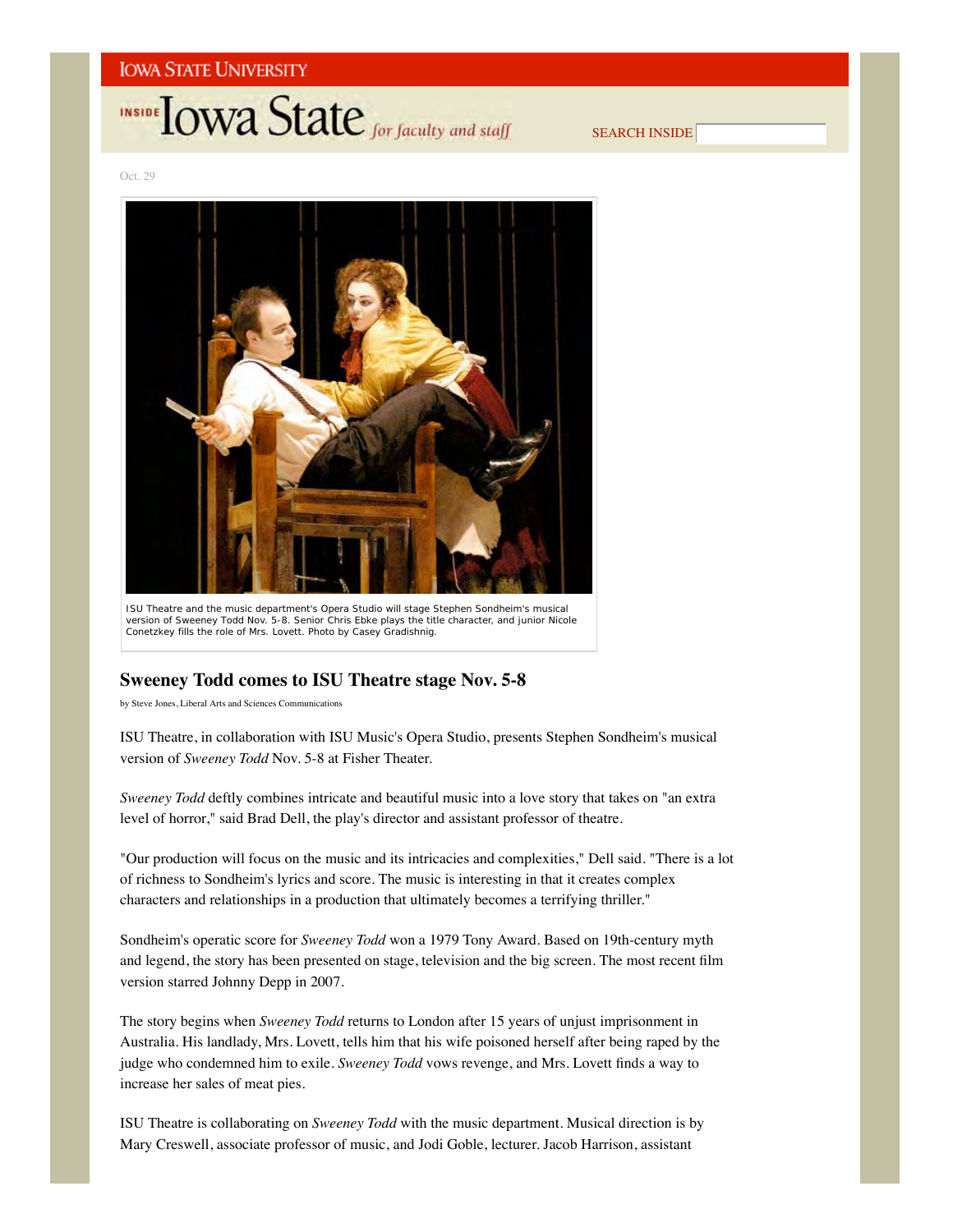Oct. 29

ISU Theatre and the music department's Opera Studio will stage Stephen Sondheim's musical version of Sweeney Todd Nov. 5-8. Senior Chris Ebke plays the title character, and junior Nicole Conetzkey fills the role of Mrs. Lovett. Photo by Casey Gradishnig.

## Sweeney Todd comes to ISU Theatre stage Nov. 5-8

by Steve Jones, Liberal Arts and Sciences Communications

ISU Theatre, in collaboration with ISU Music's Opera Studio, presents Stephen Sondheim's musical version of *Sweeney Todd* Nov. 5-8 at Fisher Theater.

*Sweeney Todd* deftly combines intricate and beautiful music into a love story that takes on "an extra level of horror," said Brad Dell, the play's director and assistant professor of theatre.

"Our production will focus on the music and its intricacies and complexities," Dell said. "There is a lot of richness to Sondheim's lyrics and score. The music is interesting in that it creates complex characters and relationships in a production that ultimately becomes a terrifying thriller."

Sondheim's operatic score for *Sweeney Todd* won a 1979 Tony Award. Based on 19th-century myth and legend, the story has been presented on stage, television and the big screen. The most recent film version starred Johnny Depp in 2007.

The story begins when *Sweeney Todd* returns to London after 15 years of unjust imprisonment in Australia. His landlady, Mrs. Lovett, tells him that his wife poisoned herself after being raped by the judge who condemned him to exile. *Sweeney Todd* vows revenge, and Mrs. Lovett finds a way to increase her sales of meat pies.

ISU Theatre is collaborating on *Sweeney Todd* with the music department. Musical direction is by Mary Creswell, associate professor of music, and Jodi Goble, lecturer. Jacob Harrison, assistant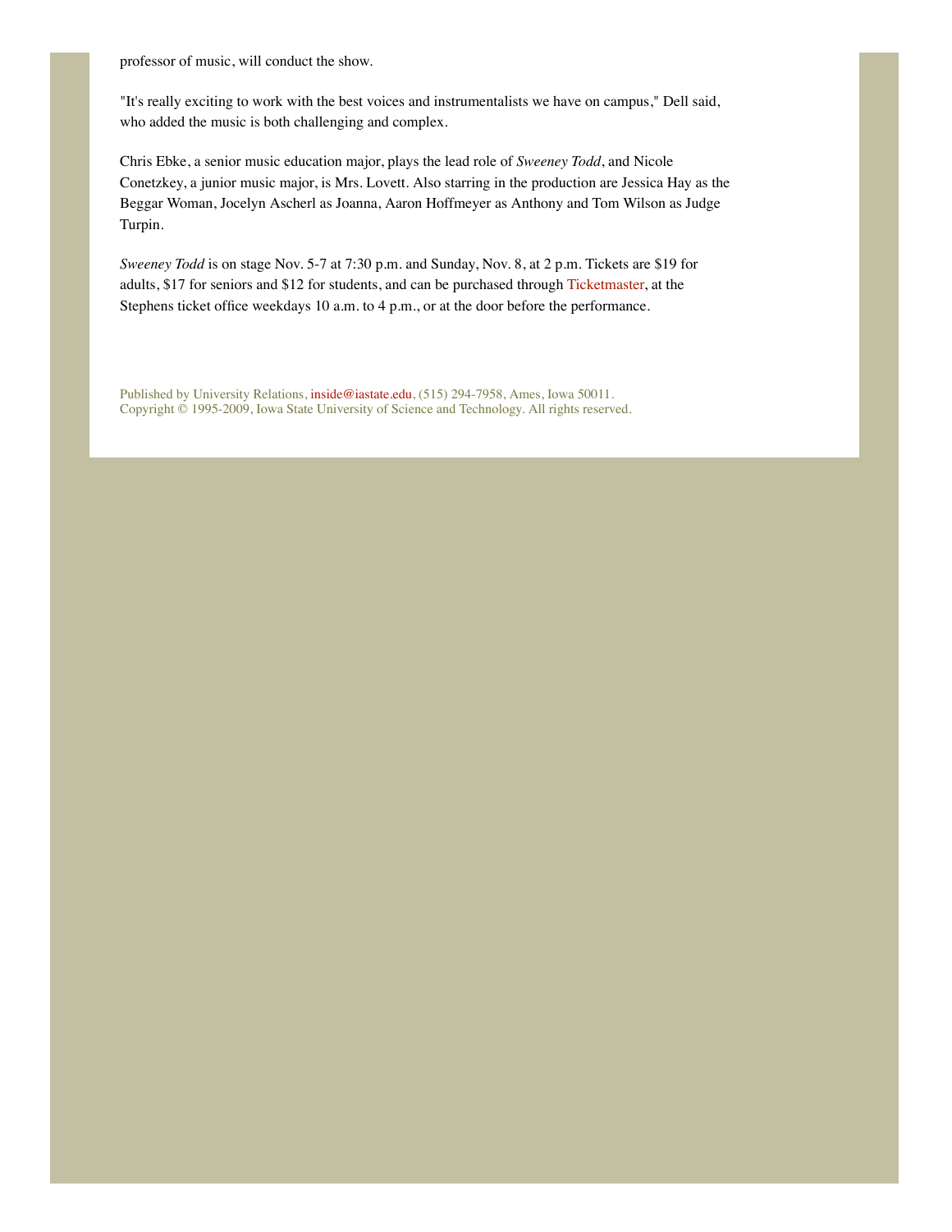professor of music, will conduct the show.

"It's really exciting to work with the best voices and instrumentalists we have on campus," Dell said, who added the music is both challenging and complex.

Chris Ebke, a senior music education major, plays the lead role of *Sweeney Todd*, and Nicole Conetzkey, a junior music major, is Mrs. Lovett. Also starring in the production are Jessica Hay as the Beggar Woman, Jocelyn Ascherl as Joanna, Aaron Hoffmeyer as Anthony and Tom Wilson as Judge Turpin.

*Sweeney Todd* is on stage Nov. 5-7 at 7:30 p.m. and Sunday, Nov. 8, at 2 p.m. Tickets are $19 for adults, $17 for seniors and $12 for students, and can be purchased through Ticketmaster, at the Stephens ticket office weekdays 10 a.m. to 4 p.m., or at the door before the performance.

Published by University Relations, inside@iastate.edu, (515) 294-7958, Ames, Iowa 50011.
Copyright © 1995-2009, Iowa State University of Science and Technology. All rights reserved.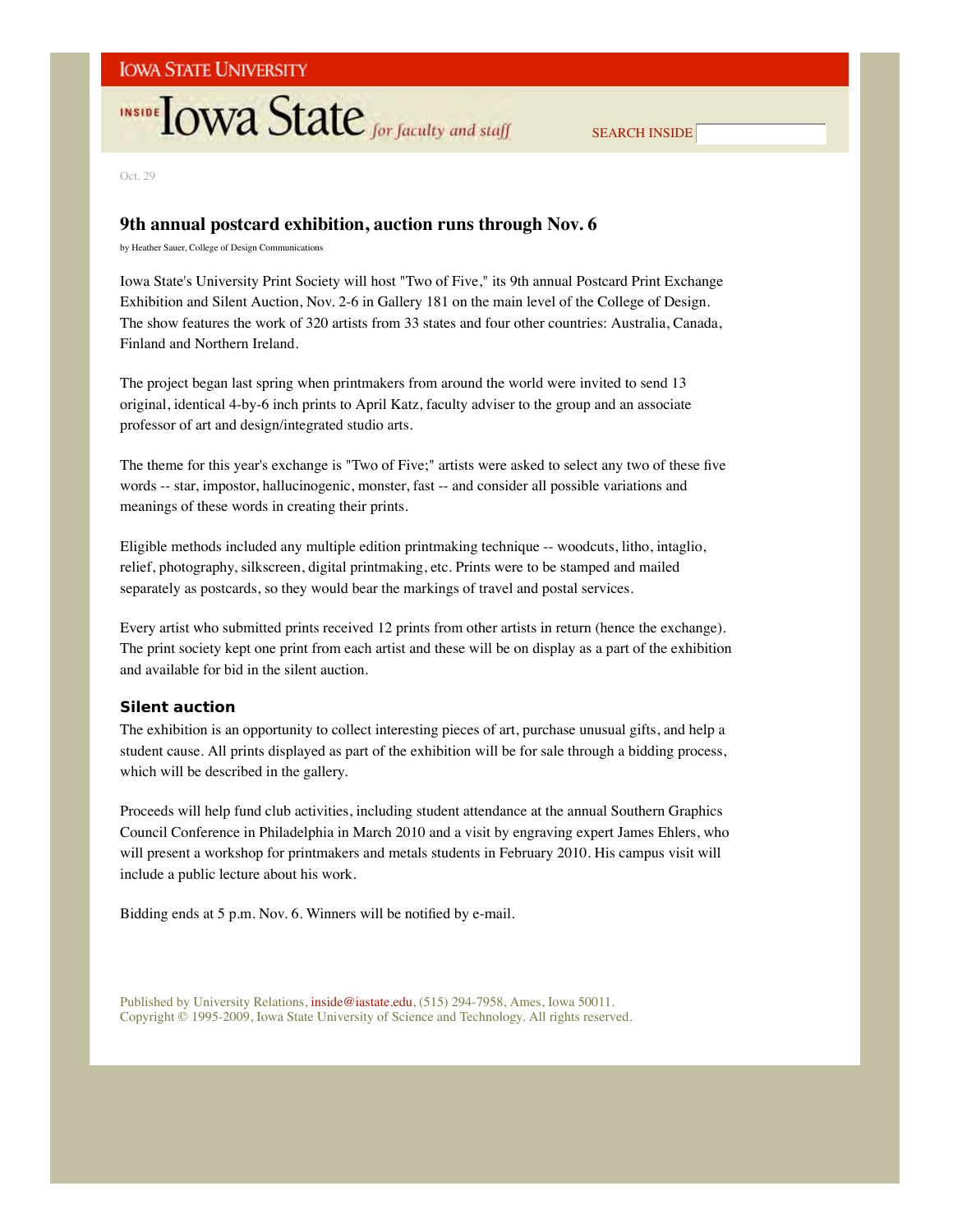Oct. 29

## 9th annual postcard exhibition, auction runs through Nov. 6

by Heather Sauer, College of Design Communications

Iowa State's University Print Society will host "Two of Five," its 9th annual Postcard Print Exchange Exhibition and Silent Auction, Nov. 2-6 in Gallery 181 on the main level of the College of Design. The show features the work of 320 artists from 33 states and four other countries: Australia, Canada, Finland and Northern Ireland.

The project began last spring when printmakers from around the world were invited to send 13 original, identical 4-by-6 inch prints to April Katz, faculty adviser to the group and an associate professor of art and design/integrated studio arts.

The theme for this year's exchange is "Two of Five;" artists were asked to select any two of these five words -- star, impostor, hallucinogenic, monster, fast -- and consider all possible variations and meanings of these words in creating their prints.

Eligible methods included any multiple edition printmaking technique -- woodcuts, litho, intaglio, relief, photography, silkscreen, digital printmaking, etc. Prints were to be stamped and mailed separately as postcards, so they would bear the markings of travel and postal services.

Every artist who submitted prints received 12 prints from other artists in return (hence the exchange). The print society kept one print from each artist and these will be on display as a part of the exhibition and available for bid in the silent auction.

### Silent auction

The exhibition is an opportunity to collect interesting pieces of art, purchase unusual gifts, and help a student cause. All prints displayed as part of the exhibition will be for sale through a bidding process, which will be described in the gallery.

Proceeds will help fund club activities, including student attendance at the annual Southern Graphics Council Conference in Philadelphia in March 2010 and a visit by engraving expert James Ehlers, who will present a workshop for printmakers and metals students in February 2010. His campus visit will include a public lecture about his work.

Bidding ends at 5 p.m. Nov. 6. Winners will be notified by e-mail.